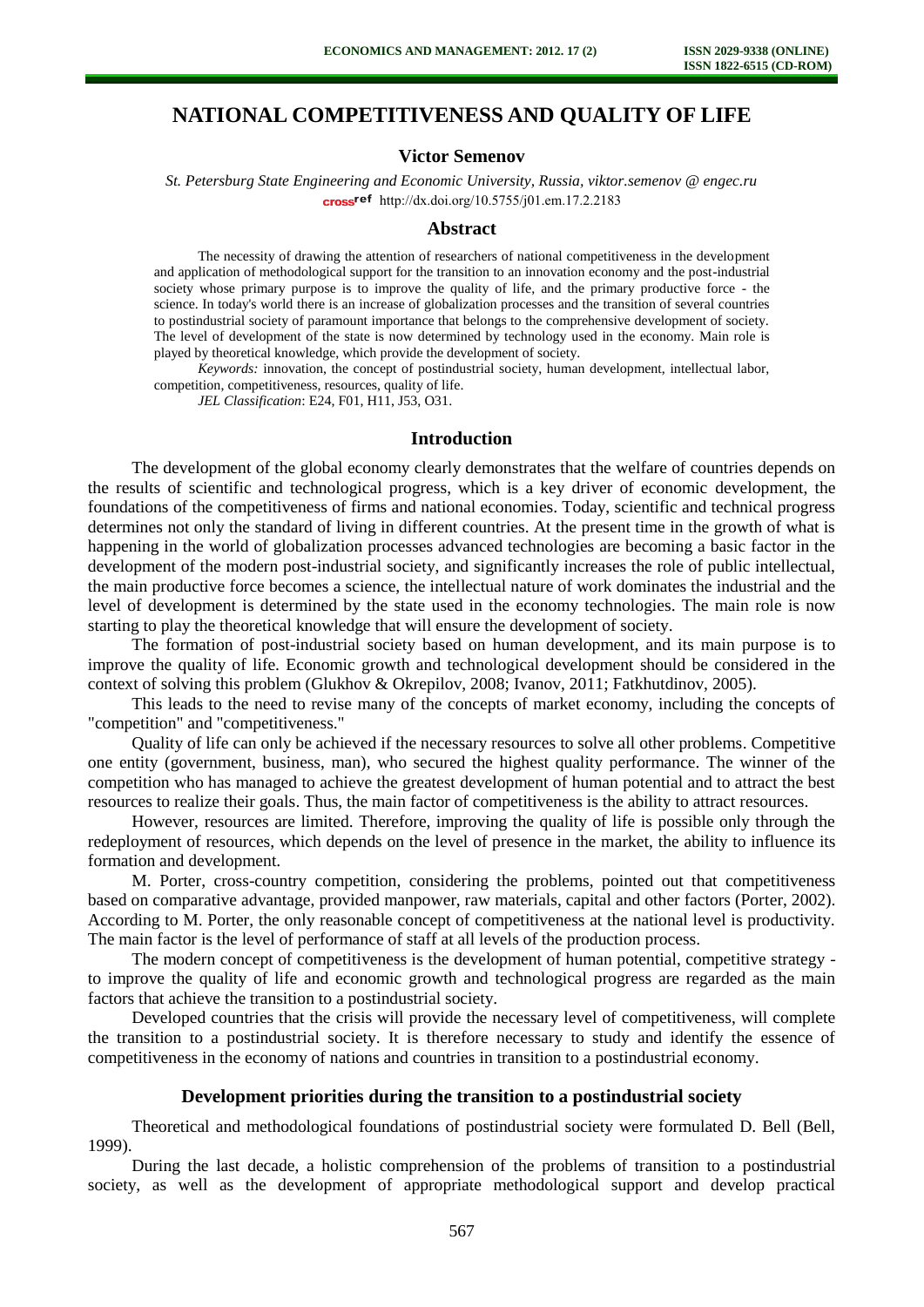# NATIONAL COMPETITIVENESS AND QUALITY OF LIFE

**Victor Semenov**

*St. Petersburg State Engineering and Economic University, Russia, viktor.semenov @ engec.ru*
http://dx.doi.org/10.5755/j01.em.17.2.2183

## Abstract

The necessity of drawing the attention of researchers of national competitiveness in the development and application of methodological support for the transition to an innovation economy and the post-industrial society whose primary purpose is to improve the quality of life, and the primary productive force - the science. In today's world there is an increase of globalization processes and the transition of several countries to postindustrial society of paramount importance that belongs to the comprehensive development of society. The level of development of the state is now determined by technology used in the economy. Main role is played by theoretical knowledge, which provide the development of society.

*Keywords:* innovation, the concept of postindustrial society, human development, intellectual labor, competition, competitiveness, resources, quality of life.

*JEL Classification*: E24, F01, H11, J53, O31.

## Introduction

The development of the global economy clearly demonstrates that the welfare of countries depends on the results of scientific and technological progress, which is a key driver of economic development, the foundations of the competitiveness of firms and national economies. Today, scientific and technical progress determines not only the standard of living in different countries. At the present time in the growth of what is happening in the world of globalization processes advanced technologies are becoming a basic factor in the development of the modern post-industrial society, and significantly increases the role of public intellectual, the main productive force becomes a science, the intellectual nature of work dominates the industrial and the level of development is determined by the state used in the economy technologies. The main role is now starting to play the theoretical knowledge that will ensure the development of society.

The formation of post-industrial society based on human development, and its main purpose is to improve the quality of life. Economic growth and technological development should be considered in the context of solving this problem (Glukhov & Okrepilov, 2008; Ivanov, 2011; Fatkhutdinov, 2005).

This leads to the need to revise many of the concepts of market economy, including the concepts of "competition" and "competitiveness."

Quality of life can only be achieved if the necessary resources to solve all other problems. Competitive one entity (government, business, man), who secured the highest quality performance. The winner of the competition who has managed to achieve the greatest development of human potential and to attract the best resources to realize their goals. Thus, the main factor of competitiveness is the ability to attract resources.

However, resources are limited. Therefore, improving the quality of life is possible only through the redeployment of resources, which depends on the level of presence in the market, the ability to influence its formation and development.

M. Porter, cross-country competition, considering the problems, pointed out that competitiveness based on comparative advantage, provided manpower, raw materials, capital and other factors (Porter, 2002). According to M. Porter, the only reasonable concept of competitiveness at the national level is productivity. The main factor is the level of performance of staff at all levels of the production process.

The modern concept of competitiveness is the development of human potential, competitive strategy - to improve the quality of life and economic growth and technological progress are regarded as the main factors that achieve the transition to a postindustrial society.

Developed countries that the crisis will provide the necessary level of competitiveness, will complete the transition to a postindustrial society. It is therefore necessary to study and identify the essence of competitiveness in the economy of nations and countries in transition to a postindustrial economy.

## Development priorities during the transition to a postindustrial society

Theoretical and methodological foundations of postindustrial society were formulated D. Bell (Bell, 1999).

During the last decade, a holistic comprehension of the problems of transition to a postindustrial society, as well as the development of appropriate methodological support and develop practical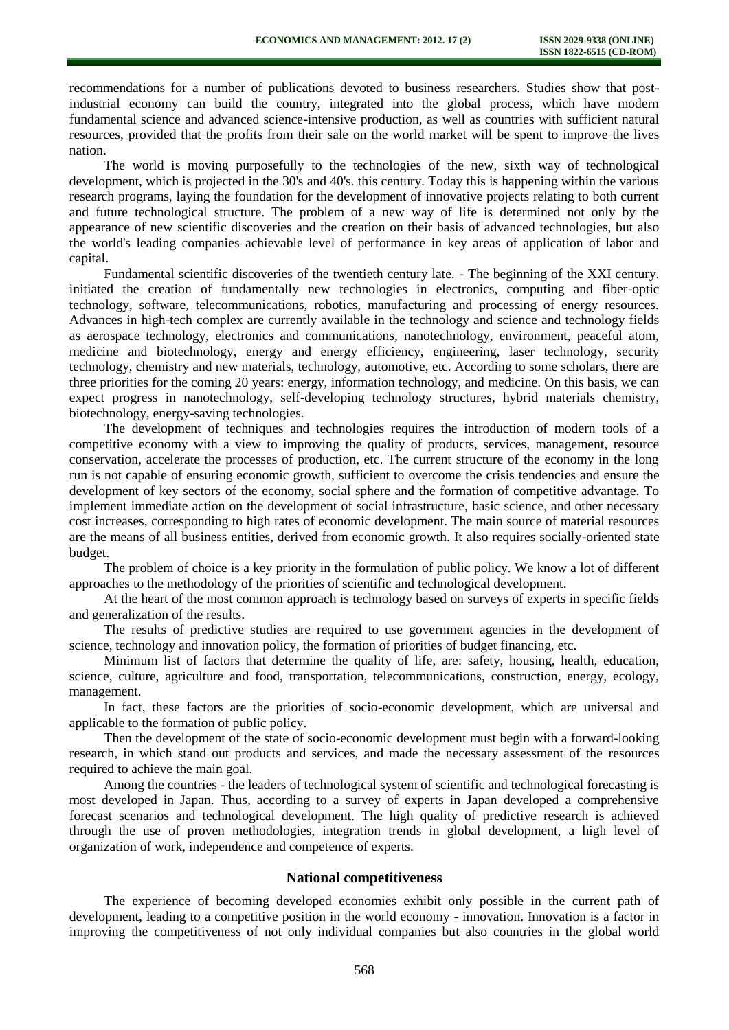recommendations for a number of publications devoted to business researchers. Studies show that post-industrial economy can build the country, integrated into the global process, which have modern fundamental science and advanced science-intensive production, as well as countries with sufficient natural resources, provided that the profits from their sale on the world market will be spent to improve the lives nation.

The world is moving purposefully to the technologies of the new, sixth way of technological development, which is projected in the 30's and 40's. this century. Today this is happening within the various research programs, laying the foundation for the development of innovative projects relating to both current and future technological structure. The problem of a new way of life is determined not only by the appearance of new scientific discoveries and the creation on their basis of advanced technologies, but also the world's leading companies achievable level of performance in key areas of application of labor and capital.

Fundamental scientific discoveries of the twentieth century late. - The beginning of the XXI century. initiated the creation of fundamentally new technologies in electronics, computing and fiber-optic technology, software, telecommunications, robotics, manufacturing and processing of energy resources. Advances in high-tech complex are currently available in the technology and science and technology fields as aerospace technology, electronics and communications, nanotechnology, environment, peaceful atom, medicine and biotechnology, energy and energy efficiency, engineering, laser technology, security technology, chemistry and new materials, technology, automotive, etc. According to some scholars, there are three priorities for the coming 20 years: energy, information technology, and medicine. On this basis, we can expect progress in nanotechnology, self-developing technology structures, hybrid materials chemistry, biotechnology, energy-saving technologies.

The development of techniques and technologies requires the introduction of modern tools of a competitive economy with a view to improving the quality of products, services, management, resource conservation, accelerate the processes of production, etc. The current structure of the economy in the long run is not capable of ensuring economic growth, sufficient to overcome the crisis tendencies and ensure the development of key sectors of the economy, social sphere and the formation of competitive advantage. To implement immediate action on the development of social infrastructure, basic science, and other necessary cost increases, corresponding to high rates of economic development. The main source of material resources are the means of all business entities, derived from economic growth. It also requires socially-oriented state budget.

The problem of choice is a key priority in the formulation of public policy. We know a lot of different approaches to the methodology of the priorities of scientific and technological development.

At the heart of the most common approach is technology based on surveys of experts in specific fields and generalization of the results.

The results of predictive studies are required to use government agencies in the development of science, technology and innovation policy, the formation of priorities of budget financing, etc.

Minimum list of factors that determine the quality of life, are: safety, housing, health, education, science, culture, agriculture and food, transportation, telecommunications, construction, energy, ecology, management.

In fact, these factors are the priorities of socio-economic development, which are universal and applicable to the formation of public policy.

Then the development of the state of socio-economic development must begin with a forward-looking research, in which stand out products and services, and made the necessary assessment of the resources required to achieve the main goal.

Among the countries - the leaders of technological system of scientific and technological forecasting is most developed in Japan. Thus, according to a survey of experts in Japan developed a comprehensive forecast scenarios and technological development. The high quality of predictive research is achieved through the use of proven methodologies, integration trends in global development, a high level of organization of work, independence and competence of experts.

## National competitiveness

The experience of becoming developed economies exhibit only possible in the current path of development, leading to a competitive position in the world economy - innovation. Innovation is a factor in improving the competitiveness of not only individual companies but also countries in the global world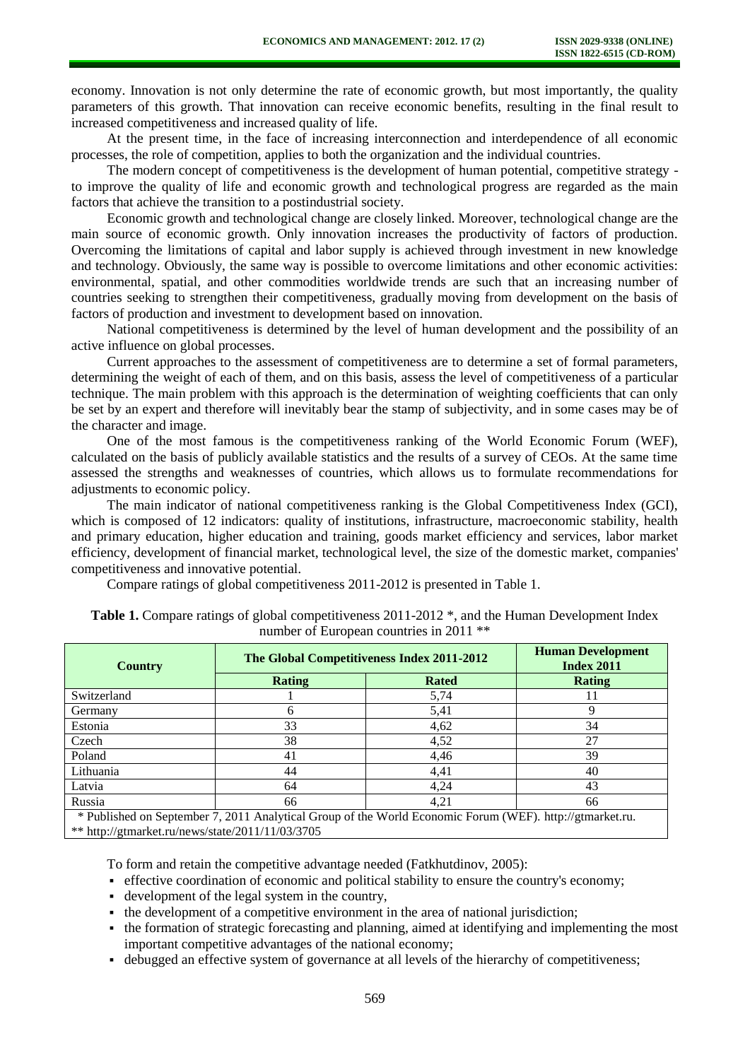economy. Innovation is not only determine the rate of economic growth, but most importantly, the quality parameters of this growth. That innovation can receive economic benefits, resulting in the final result to increased competitiveness and increased quality of life.

At the present time, in the face of increasing interconnection and interdependence of all economic processes, the role of competition, applies to both the organization and the individual countries.

The modern concept of competitiveness is the development of human potential, competitive strategy - to improve the quality of life and economic growth and technological progress are regarded as the main factors that achieve the transition to a postindustrial society.

Economic growth and technological change are closely linked. Moreover, technological change are the main source of economic growth. Only innovation increases the productivity of factors of production. Overcoming the limitations of capital and labor supply is achieved through investment in new knowledge and technology. Obviously, the same way is possible to overcome limitations and other economic activities: environmental, spatial, and other commodities worldwide trends are such that an increasing number of countries seeking to strengthen their competitiveness, gradually moving from development on the basis of factors of production and investment to development based on innovation.

National competitiveness is determined by the level of human development and the possibility of an active influence on global processes.

Current approaches to the assessment of competitiveness are to determine a set of formal parameters, determining the weight of each of them, and on this basis, assess the level of competitiveness of a particular technique. The main problem with this approach is the determination of weighting coefficients that can only be set by an expert and therefore will inevitably bear the stamp of subjectivity, and in some cases may be of the character and image.

One of the most famous is the competitiveness ranking of the World Economic Forum (WEF), calculated on the basis of publicly available statistics and the results of a survey of CEOs. At the same time assessed the strengths and weaknesses of countries, which allows us to formulate recommendations for adjustments to economic policy.

The main indicator of national competitiveness ranking is the Global Competitiveness Index (GCI), which is composed of 12 indicators: quality of institutions, infrastructure, macroeconomic stability, health and primary education, higher education and training, goods market efficiency and services, labor market efficiency, development of financial market, technological level, the size of the domestic market, companies' competitiveness and innovative potential.

Compare ratings of global competitiveness 2011-2012 is presented in Table 1.

**Table 1.** Compare ratings of global competitiveness 2011-2012 *, and the Human Development Index number of European countries in 2011 **

| Country | The Global Competitiveness Index 2011-2012 | | Human Development Index 2011 |
|---|---|---|---|
| | Rating | Rated | Rating |
| Switzerland | 1 | 5,74 | 11 |
| Germany | 6 | 5,41 | 9 |
| Estonia | 33 | 4,62 | 34 |
| Czech | 38 | 4,52 | 27 |
| Poland | 41 | 4,46 | 39 |
| Lithuania | 44 | 4,41 | 40 |
| Latvia | 64 | 4,24 | 43 |
| Russia | 66 | 4,21 | 66 |

\* Published on September 7, 2011 Analytical Group of the World Economic Forum (WEF). http://gtmarket.ru.
\*\* http://gtmarket.ru/news/state/2011/11/03/3705

To form and retain the competitive advantage needed (Fatkhutdinov, 2005):

- effective coordination of economic and political stability to ensure the country's economy;
- development of the legal system in the country,
- the development of a competitive environment in the area of national jurisdiction;
- the formation of strategic forecasting and planning, aimed at identifying and implementing the most important competitive advantages of the national economy;
- debugged an effective system of governance at all levels of the hierarchy of competitiveness;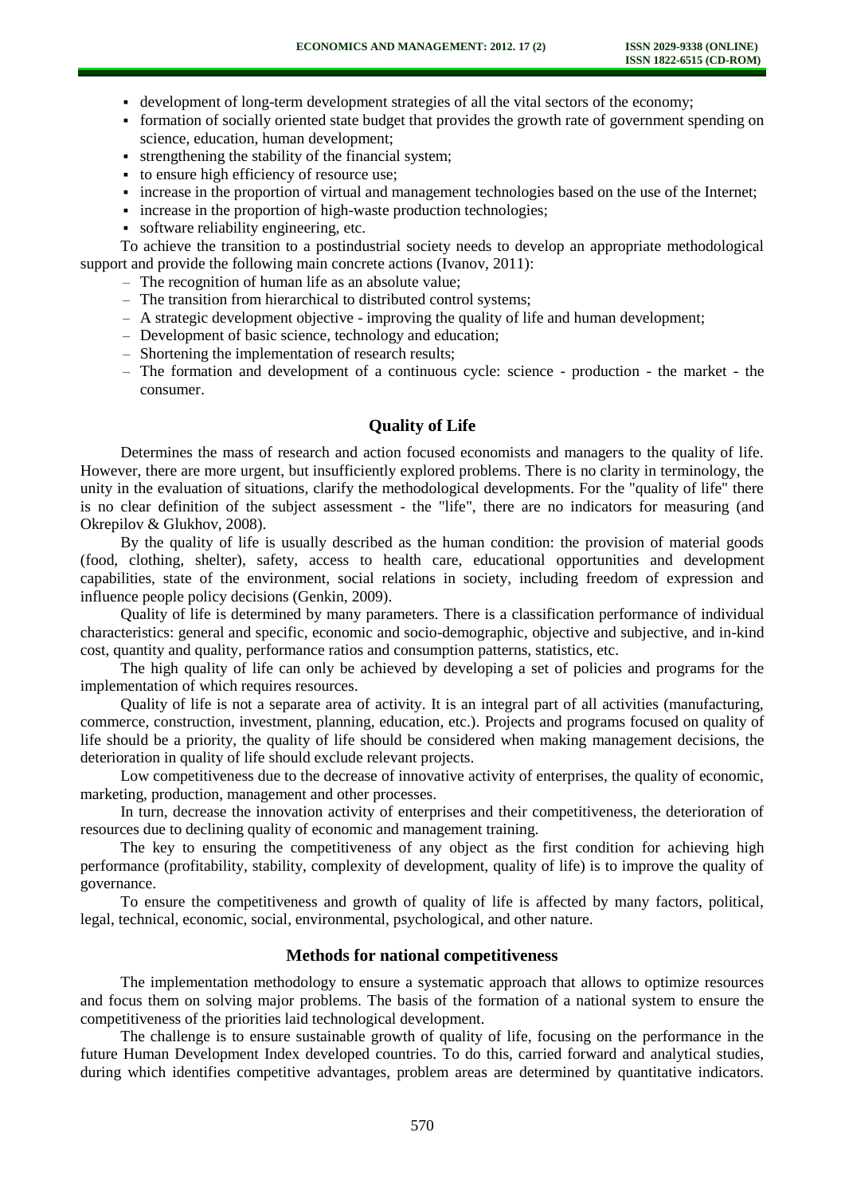- development of long-term development strategies of all the vital sectors of the economy;
- formation of socially oriented state budget that provides the growth rate of government spending on science, education, human development;
- strengthening the stability of the financial system;
- to ensure high efficiency of resource use;
- increase in the proportion of virtual and management technologies based on the use of the Internet;
- increase in the proportion of high-waste production technologies;
- software reliability engineering, etc.

To achieve the transition to a postindustrial society needs to develop an appropriate methodological support and provide the following main concrete actions (Ivanov, 2011):

- The recognition of human life as an absolute value;
- The transition from hierarchical to distributed control systems;
- A strategic development objective - improving the quality of life and human development;
- Development of basic science, technology and education;
- Shortening the implementation of research results;
- The formation and development of a continuous cycle: science - production - the market - the consumer.

## Quality of Life

Determines the mass of research and action focused economists and managers to the quality of life. However, there are more urgent, but insufficiently explored problems. There is no clarity in terminology, the unity in the evaluation of situations, clarify the methodological developments. For the "quality of life" there is no clear definition of the subject assessment - the "life", there are no indicators for measuring (and Okrepilov & Glukhov, 2008).

By the quality of life is usually described as the human condition: the provision of material goods (food, clothing, shelter), safety, access to health care, educational opportunities and development capabilities, state of the environment, social relations in society, including freedom of expression and influence people policy decisions (Genkin, 2009).

Quality of life is determined by many parameters. There is a classification performance of individual characteristics: general and specific, economic and socio-demographic, objective and subjective, and in-kind cost, quantity and quality, performance ratios and consumption patterns, statistics, etc.

The high quality of life can only be achieved by developing a set of policies and programs for the implementation of which requires resources.

Quality of life is not a separate area of activity. It is an integral part of all activities (manufacturing, commerce, construction, investment, planning, education, etc.). Projects and programs focused on quality of life should be a priority, the quality of life should be considered when making management decisions, the deterioration in quality of life should exclude relevant projects.

Low competitiveness due to the decrease of innovative activity of enterprises, the quality of economic, marketing, production, management and other processes.

In turn, decrease the innovation activity of enterprises and their competitiveness, the deterioration of resources due to declining quality of economic and management training.

The key to ensuring the competitiveness of any object as the first condition for achieving high performance (profitability, stability, complexity of development, quality of life) is to improve the quality of governance.

To ensure the competitiveness and growth of quality of life is affected by many factors, political, legal, technical, economic, social, environmental, psychological, and other nature.

## Methods for national competitiveness

The implementation methodology to ensure a systematic approach that allows to optimize resources and focus them on solving major problems. The basis of the formation of a national system to ensure the competitiveness of the priorities laid technological development.

The challenge is to ensure sustainable growth of quality of life, focusing on the performance in the future Human Development Index developed countries. To do this, carried forward and analytical studies, during which identifies competitive advantages, problem areas are determined by quantitative indicators.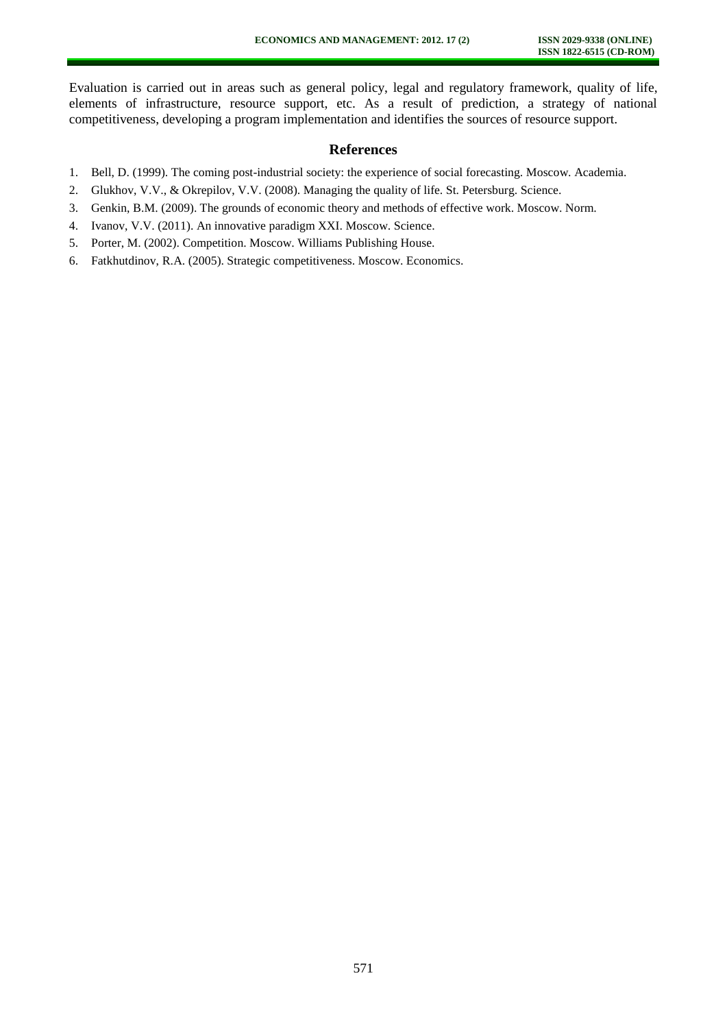Evaluation is carried out in areas such as general policy, legal and regulatory framework, quality of life, elements of infrastructure, resource support, etc. As a result of prediction, a strategy of national competitiveness, developing a program implementation and identifies the sources of resource support.

## References

1. Bell, D. (1999). The coming post-industrial society: the experience of social forecasting. Moscow. Academia.
2. Glukhov, V.V., & Okrepilov, V.V. (2008). Managing the quality of life. St. Petersburg. Science.
3. Genkin, B.M. (2009). The grounds of economic theory and methods of effective work. Moscow. Norm.
4. Ivanov, V.V. (2011). An innovative paradigm XXI. Moscow. Science.
5. Porter, M. (2002). Competition. Moscow. Williams Publishing House.
6. Fatkhutdinov, R.A. (2005). Strategic competitiveness. Moscow. Economics.